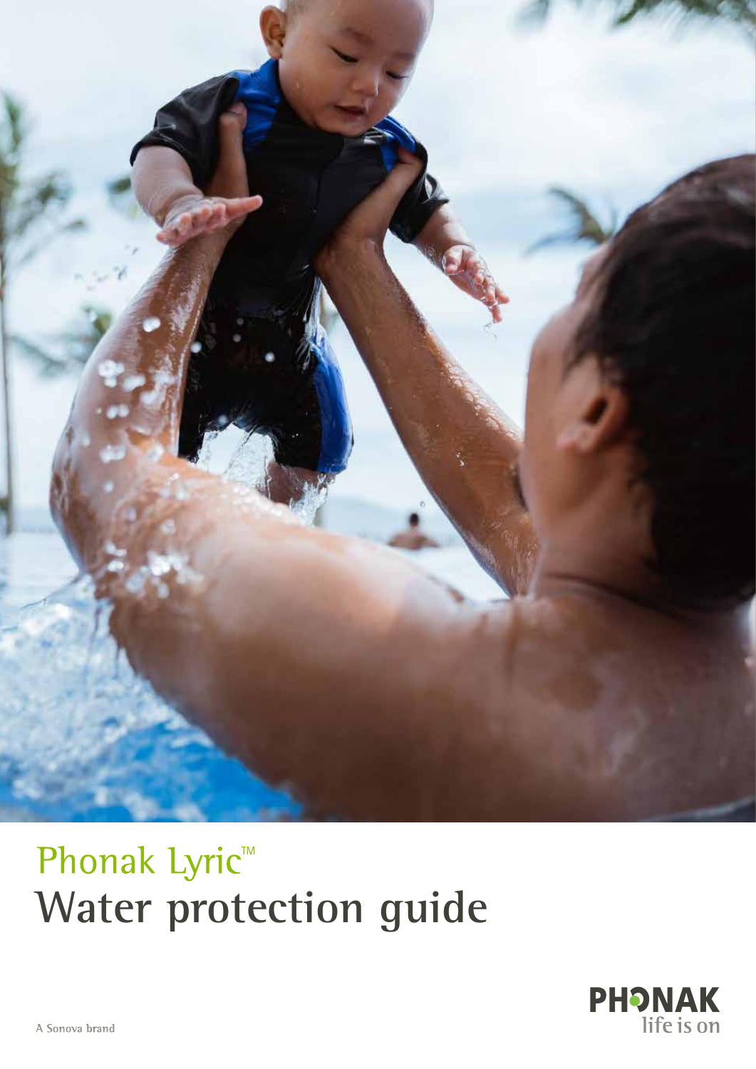# Phonak Lyric™ Water protection guide

PHONAK
life is on

A Sonova brand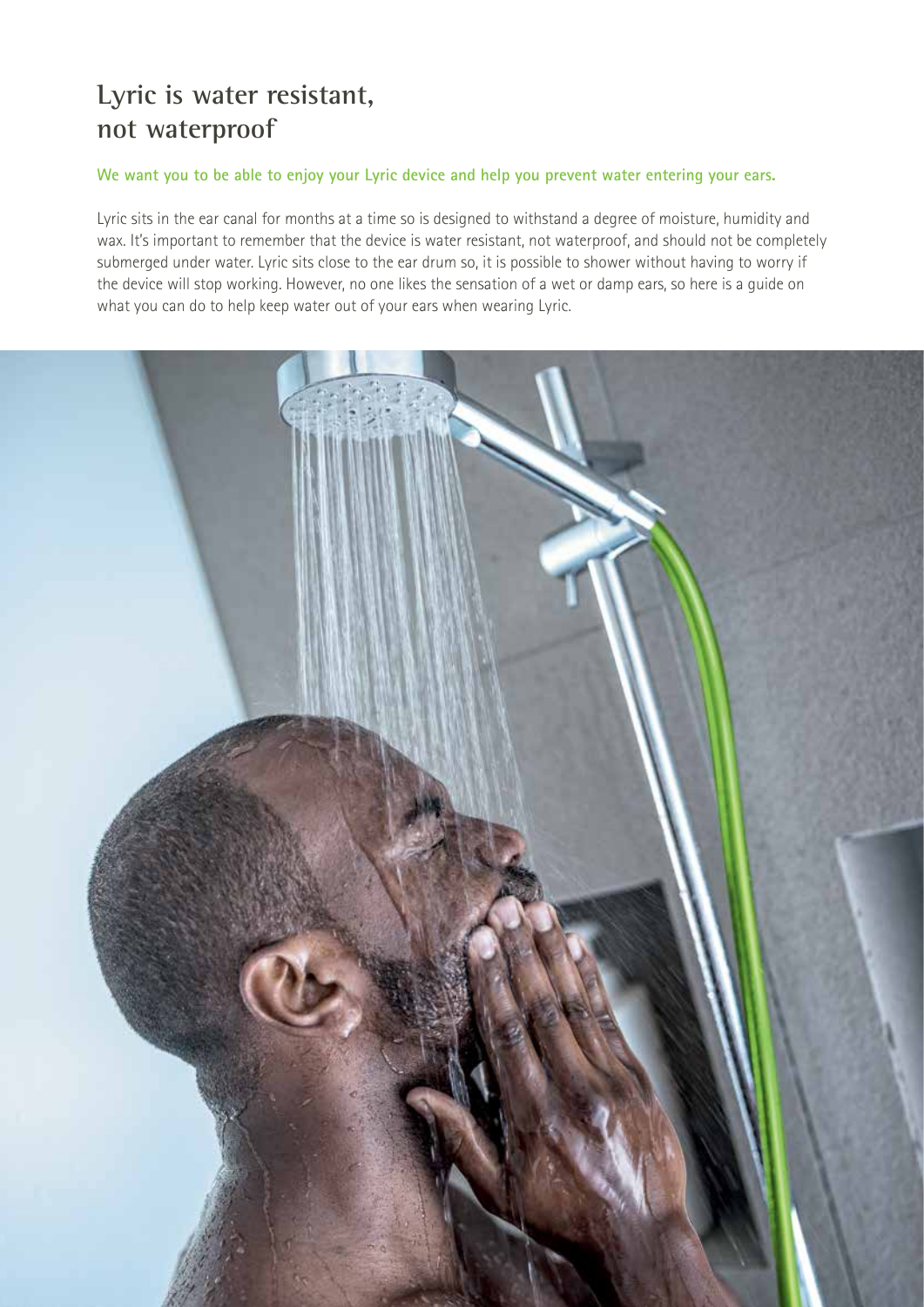# Lyric is water resistant, not waterproof

**We want you to be able to enjoy your Lyric device and help you prevent water entering your ears.**

Lyric sits in the ear canal for months at a time so is designed to withstand a degree of moisture, humidity and wax. It's important to remember that the device is water resistant, not waterproof, and should not be completely submerged under water. Lyric sits close to the ear drum so, it is possible to shower without having to worry if the device will stop working. However, no one likes the sensation of a wet or damp ears, so here is a guide on what you can do to help keep water out of your ears when wearing Lyric.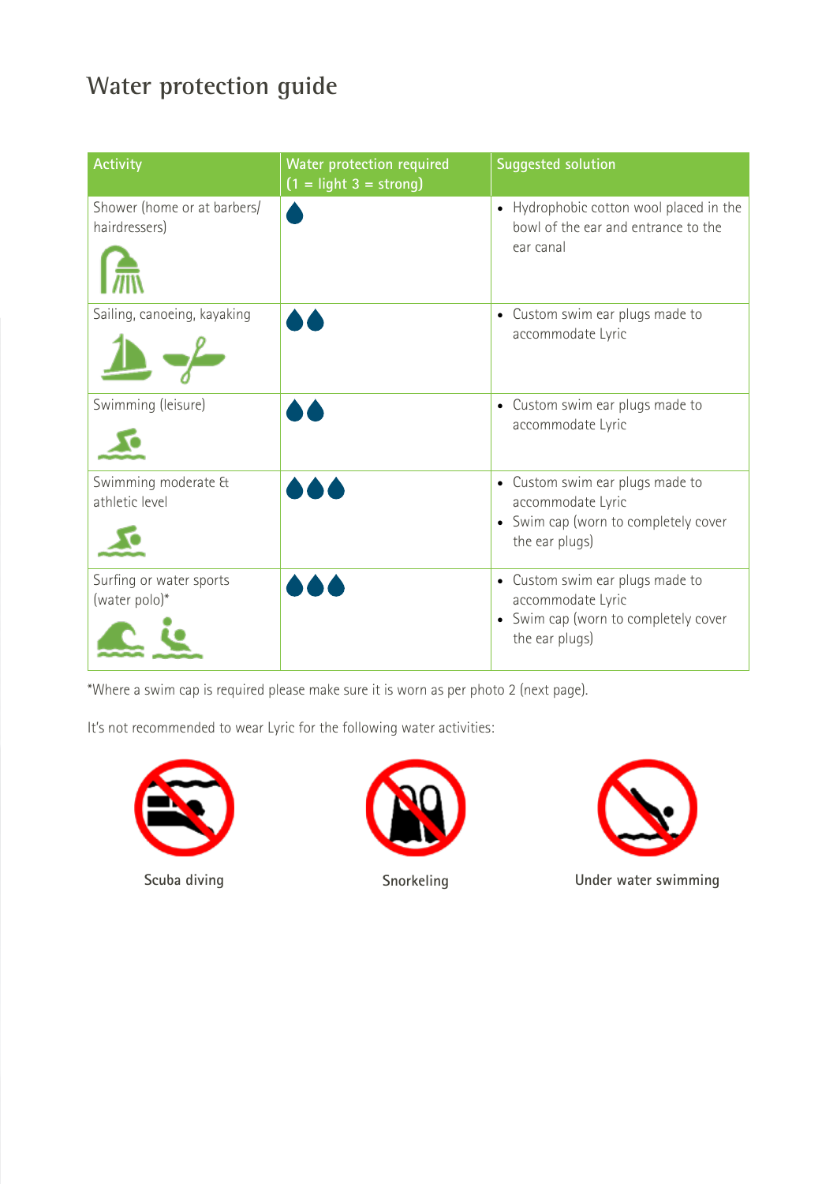# Water protection guide

| Activity | Water protection required (1 = light 3 = strong) | Suggested solution |
|---|---|---|
| Shower (home or at barbers/ hairdressers) | 💧 | • Hydrophobic cotton wool placed in the bowl of the ear and entrance to the ear canal |
| Sailing, canoeing, kayaking | 💧💧 | • Custom swim ear plugs made to accommodate Lyric |
| Swimming (leisure) | 💧💧 | • Custom swim ear plugs made to accommodate Lyric |
| Swimming moderate & athletic level | 💧💧💧 | • Custom swim ear plugs made to accommodate Lyric<br>• Swim cap (worn to completely cover the ear plugs) |
| Surfing or water sports (water polo)* | 💧💧💧 | • Custom swim ear plugs made to accommodate Lyric<br>• Swim cap (worn to completely cover the ear plugs) |

*Where a swim cap is required please make sure it is worn as per photo 2 (next page).

It's not recommended to wear Lyric for the following water activities:

Scuba diving

Snorkeling

Under water swimming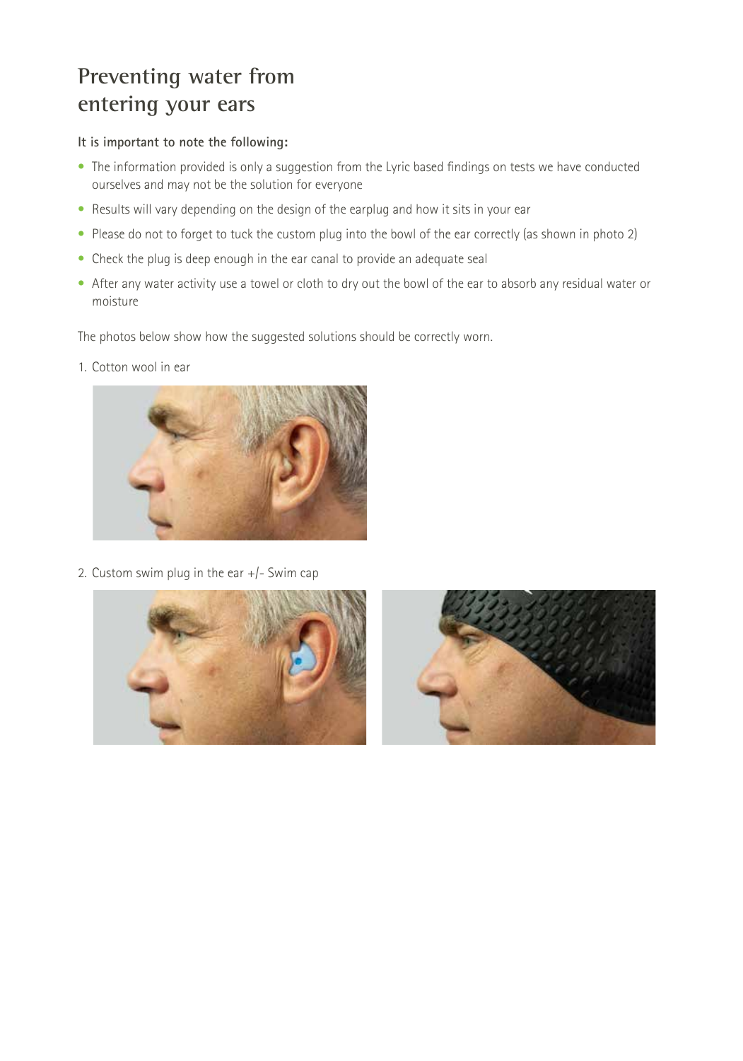# Preventing water from entering your ears

**It is important to note the following:**

- The information provided is only a suggestion from the Lyric based findings on tests we have conducted ourselves and may not be the solution for everyone
- Results will vary depending on the design of the earplug and how it sits in your ear
- Please do not to forget to tuck the custom plug into the bowl of the ear correctly (as shown in photo 2)
- Check the plug is deep enough in the ear canal to provide an adequate seal
- After any water activity use a towel or cloth to dry out the bowl of the ear to absorb any residual water or moisture

The photos below show how the suggested solutions should be correctly worn.

1. Cotton wool in ear

2. Custom swim plug in the ear +/- Swim cap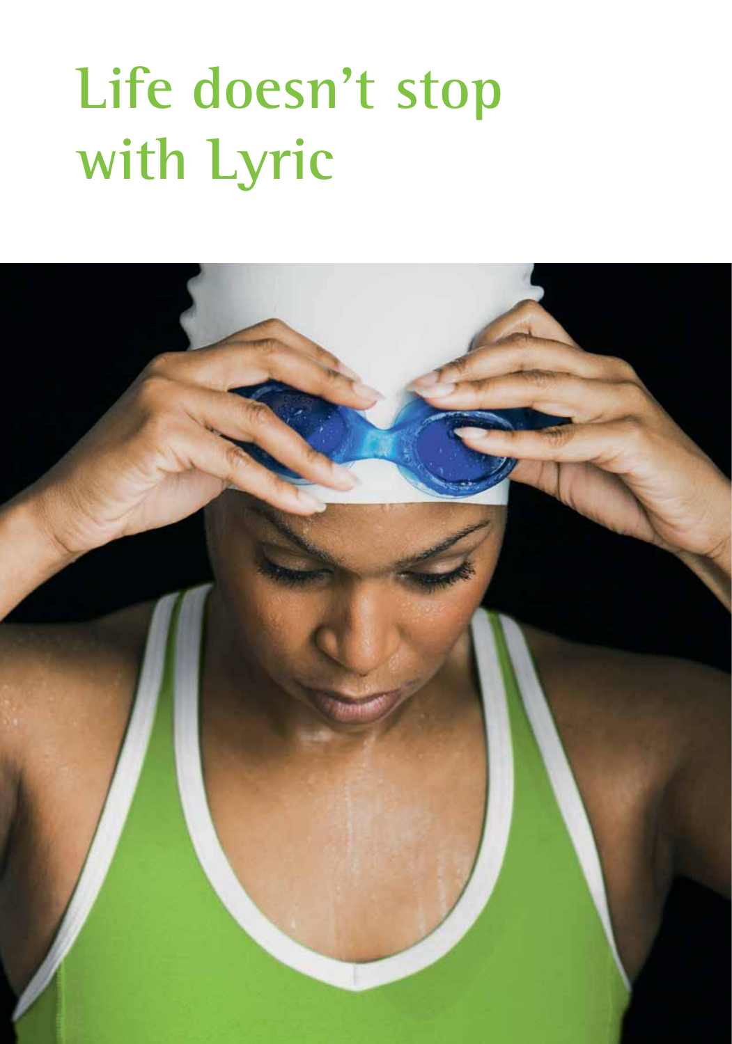# Life doesn't stop with Lyric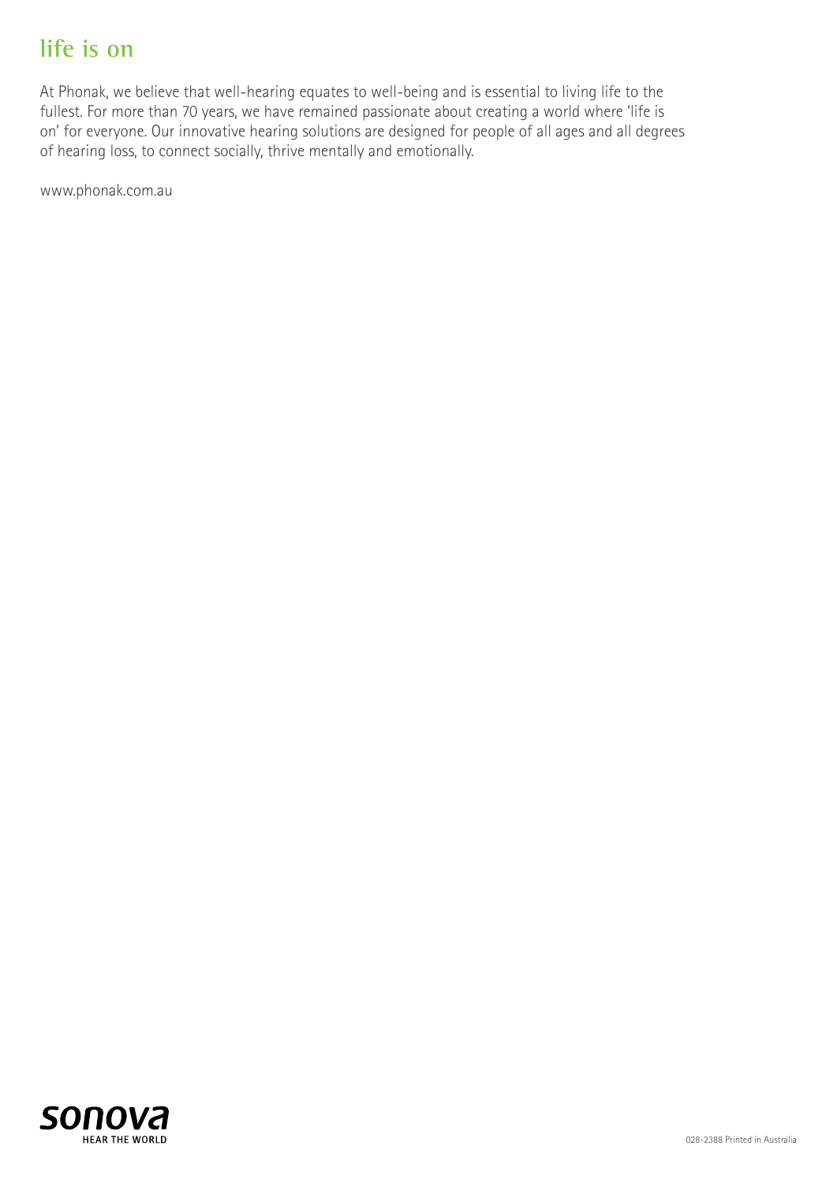# life is on

At Phonak, we believe that well-hearing equates to well-being and is essential to living life to the fullest. For more than 70 years, we have remained passionate about creating a world where 'life is on' for everyone. Our innovative hearing solutions are designed for people of all ages and all degrees of hearing loss, to connect socially, thrive mentally and emotionally.

www.phonak.com.au

sonova
HEAR THE WORLD

028-2388 Printed in Australia